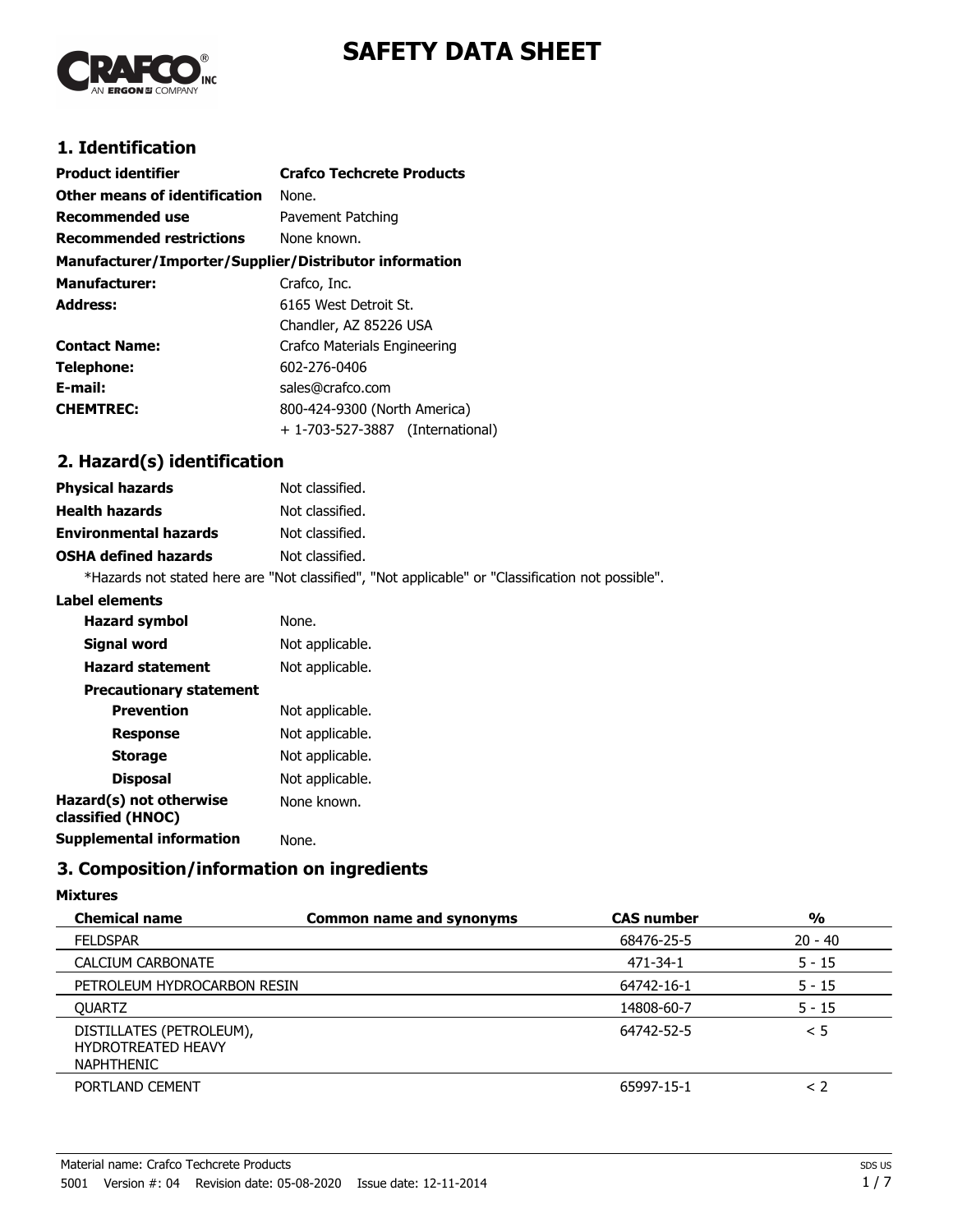# SAFETY DATA SHEET

## 1. Identification

| | |
|---|---|
| **Product identifier** | **Crafco Techcrete Products** |
| **Other means of identification** | None. |
| **Recommended use** | Pavement Patching |
| **Recommended restrictions** | None known. |

**Manufacturer/Importer/Supplier/Distributor information**

| | |
|---|---|
| **Manufacturer:** | Crafco, Inc. |
| **Address:** | 6165 West Detroit St.<br>Chandler, AZ 85226 USA |
| **Contact Name:** | Crafco Materials Engineering |
| **Telephone:** | 602-276-0406 |
| **E-mail:** | sales@crafco.com |
| **CHEMTREC:** | 800-424-9300 (North America)<br>+ 1-703-527-3887 (International) |

## 2. Hazard(s) identification

| | |
|---|---|
| **Physical hazards** | Not classified. |
| **Health hazards** | Not classified. |
| **Environmental hazards** | Not classified. |
| **OSHA defined hazards** | Not classified. |

*Hazards not stated here are "Not classified", "Not applicable" or "Classification not possible".

**Label elements**

| | |
|---|---|
| **Hazard symbol** | None. |
| **Signal word** | Not applicable. |
| **Hazard statement** | Not applicable. |
| **Precautionary statement** | |
| **Prevention** | Not applicable. |
| **Response** | Not applicable. |
| **Storage** | Not applicable. |
| **Disposal** | Not applicable. |
| **Hazard(s) not otherwise classified (HNOC)** | None known. |
| **Supplemental information** | None. |

## 3. Composition/information on ingredients

**Mixtures**

| Chemical name | Common name and synonyms | CAS number | % |
|---|---|---|---|
| FELDSPAR | | 68476-25-5 | 20 - 40 |
| CALCIUM CARBONATE | | 471-34-1 | 5 - 15 |
| PETROLEUM HYDROCARBON RESIN | | 64742-16-1 | 5 - 15 |
| QUARTZ | | 14808-60-7 | 5 - 15 |
| DISTILLATES (PETROLEUM), HYDROTREATED HEAVY NAPHTHENIC | | 64742-52-5 | < 5 |
| PORTLAND CEMENT | | 65997-15-1 | < 2 |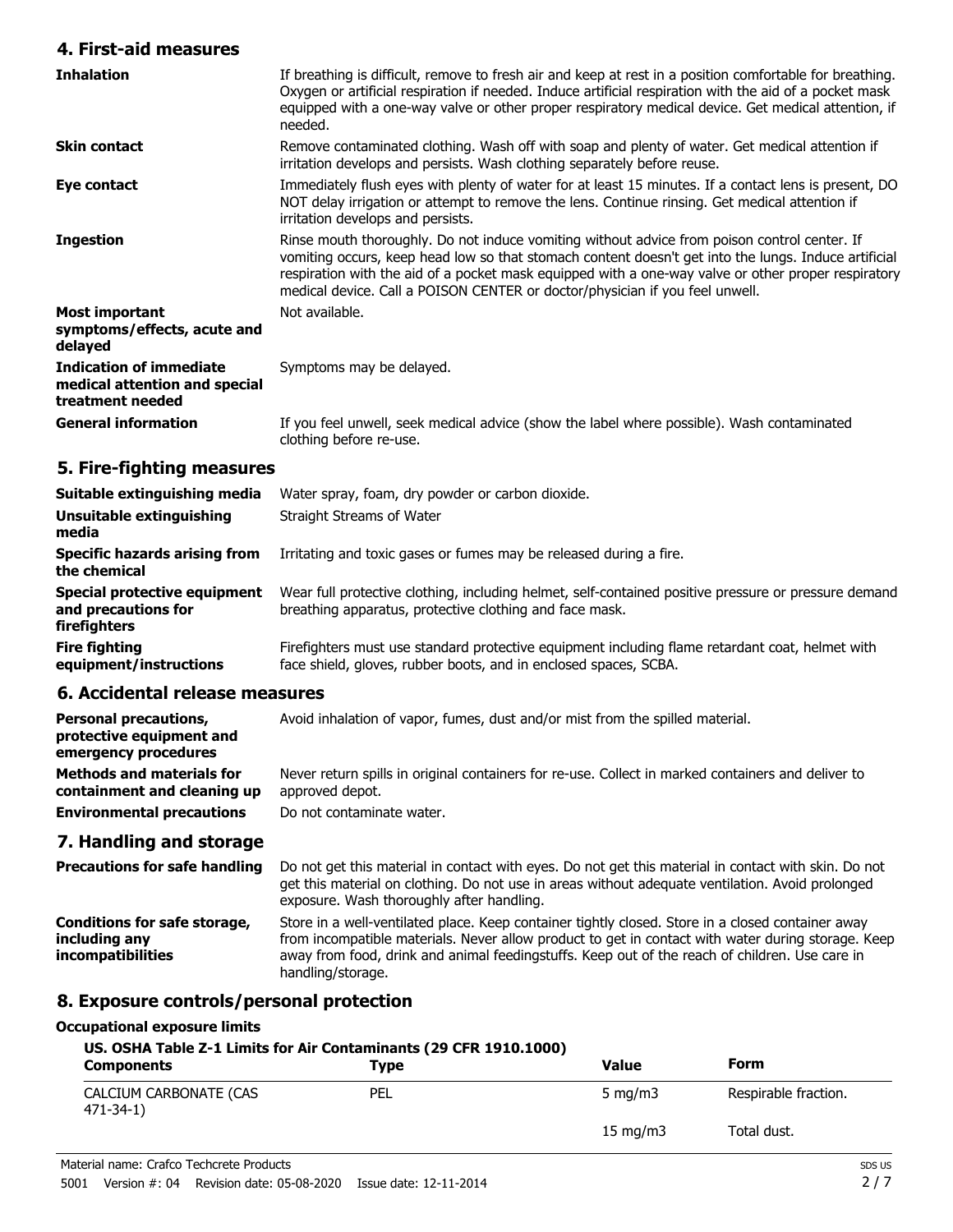## 4. First-aid measures

| | |
|---|---|
| **Inhalation** | If breathing is difficult, remove to fresh air and keep at rest in a position comfortable for breathing. Oxygen or artificial respiration if needed. Induce artificial respiration with the aid of a pocket mask equipped with a one-way valve or other proper respiratory medical device. Get medical attention, if needed. |
| **Skin contact** | Remove contaminated clothing. Wash off with soap and plenty of water. Get medical attention if irritation develops and persists. Wash clothing separately before reuse. |
| **Eye contact** | Immediately flush eyes with plenty of water for at least 15 minutes. If a contact lens is present, DO NOT delay irrigation or attempt to remove the lens. Continue rinsing. Get medical attention if irritation develops and persists. |
| **Ingestion** | Rinse mouth thoroughly. Do not induce vomiting without advice from poison control center. If vomiting occurs, keep head low so that stomach content doesn't get into the lungs. Induce artificial respiration with the aid of a pocket mask equipped with a one-way valve or other proper respiratory medical device. Call a POISON CENTER or doctor/physician if you feel unwell. |
| **Most important symptoms/effects, acute and delayed** | Not available. |
| **Indication of immediate medical attention and special treatment needed** | Symptoms may be delayed. |
| **General information** | If you feel unwell, seek medical advice (show the label where possible). Wash contaminated clothing before re-use. |

## 5. Fire-fighting measures

| | |
|---|---|
| **Suitable extinguishing media** | Water spray, foam, dry powder or carbon dioxide. |
| **Unsuitable extinguishing media** | Straight Streams of Water |
| **Specific hazards arising from the chemical** | Irritating and toxic gases or fumes may be released during a fire. |
| **Special protective equipment and precautions for firefighters** | Wear full protective clothing, including helmet, self-contained positive pressure or pressure demand breathing apparatus, protective clothing and face mask. |
| **Fire fighting equipment/instructions** | Firefighters must use standard protective equipment including flame retardant coat, helmet with face shield, gloves, rubber boots, and in enclosed spaces, SCBA. |

## 6. Accidental release measures

| | |
|---|---|
| **Personal precautions, protective equipment and emergency procedures** | Avoid inhalation of vapor, fumes, dust and/or mist from the spilled material. |
| **Methods and materials for containment and cleaning up** | Never return spills in original containers for re-use. Collect in marked containers and deliver to approved depot. |
| **Environmental precautions** | Do not contaminate water. |

## 7. Handling and storage

| | |
|---|---|
| **Precautions for safe handling** | Do not get this material in contact with eyes. Do not get this material in contact with skin. Do not get this material on clothing. Do not use in areas without adequate ventilation. Avoid prolonged exposure. Wash thoroughly after handling. |
| **Conditions for safe storage, including any incompatibilities** | Store in a well-ventilated place. Keep container tightly closed. Store in a closed container away from incompatible materials. Never allow product to get in contact with water during storage. Keep away from food, drink and animal feedingstuffs. Keep out of the reach of children. Use care in handling/storage. |

## 8. Exposure controls/personal protection

**Occupational exposure limits**

**US. OSHA Table Z-1 Limits for Air Contaminants (29 CFR 1910.1000)**

| Components | Type | Value | Form |
|---|---|---|---|
| CALCIUM CARBONATE (CAS 471-34-1) | PEL | 5 mg/m3 | Respirable fraction. |
| | | 15 mg/m3 | Total dust. |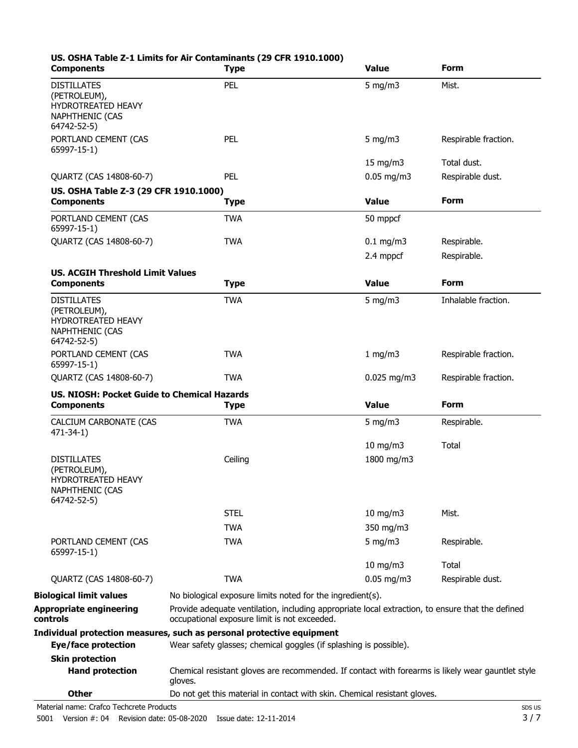**US. OSHA Table Z-1 Limits for Air Contaminants (29 CFR 1910.1000)**

| Components | Type | Value | Form |
|---|---|---|---|
| DISTILLATES (PETROLEUM), HYDROTREATED HEAVY NAPHTHENIC (CAS 64742-52-5) | PEL | 5 mg/m3 | Mist. |
| PORTLAND CEMENT (CAS 65997-15-1) | PEL | 5 mg/m3 | Respirable fraction. |
| | | 15 mg/m3 | Total dust. |
| QUARTZ (CAS 14808-60-7) | PEL | 0.05 mg/m3 | Respirable dust. |

**US. OSHA Table Z-3 (29 CFR 1910.1000)**

| Components | Type | Value | Form |
|---|---|---|---|
| PORTLAND CEMENT (CAS 65997-15-1) | TWA | 50 mppcf | |
| QUARTZ (CAS 14808-60-7) | TWA | 0.1 mg/m3 | Respirable. |
| | | 2.4 mppcf | Respirable. |

**US. ACGIH Threshold Limit Values**

| Components | Type | Value | Form |
|---|---|---|---|
| DISTILLATES (PETROLEUM), HYDROTREATED HEAVY NAPHTHENIC (CAS 64742-52-5) | TWA | 5 mg/m3 | Inhalable fraction. |
| PORTLAND CEMENT (CAS 65997-15-1) | TWA | 1 mg/m3 | Respirable fraction. |
| QUARTZ (CAS 14808-60-7) | TWA | 0.025 mg/m3 | Respirable fraction. |

**US. NIOSH: Pocket Guide to Chemical Hazards**

| Components | Type | Value | Form |
|---|---|---|---|
| CALCIUM CARBONATE (CAS 471-34-1) | TWA | 5 mg/m3 | Respirable. |
| | | 10 mg/m3 | Total |
| DISTILLATES (PETROLEUM), HYDROTREATED HEAVY NAPHTHENIC (CAS 64742-52-5) | Ceiling | 1800 mg/m3 | |
| | STEL | 10 mg/m3 | Mist. |
| | TWA | 350 mg/m3 | |
| PORTLAND CEMENT (CAS 65997-15-1) | TWA | 5 mg/m3 | Respirable. |
| | | 10 mg/m3 | Total |
| QUARTZ (CAS 14808-60-7) | TWA | 0.05 mg/m3 | Respirable dust. |

**Biological limit values** No biological exposure limits noted for the ingredient(s).

**Appropriate engineering controls** Provide adequate ventilation, including appropriate local extraction, to ensure that the defined occupational exposure limit is not exceeded.

**Individual protection measures, such as personal protective equipment**

**Eye/face protection** Wear safety glasses; chemical goggles (if splashing is possible).

**Skin protection**

**Hand protection** Chemical resistant gloves are recommended. If contact with forearms is likely wear gauntlet style gloves.

**Other** Do not get this material in contact with skin. Chemical resistant gloves.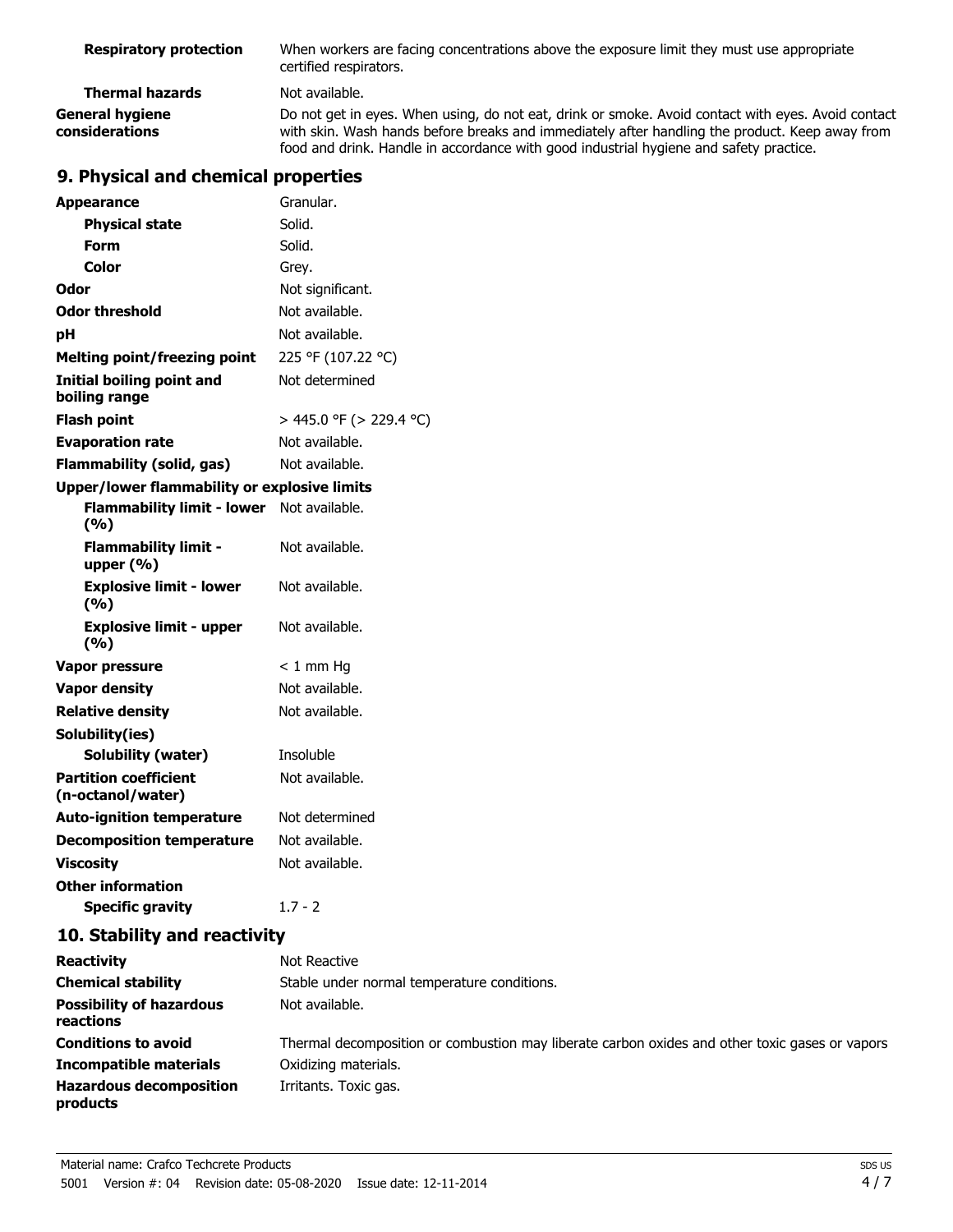| | |
|---|---|
| **Respiratory protection** | When workers are facing concentrations above the exposure limit they must use appropriate certified respirators. |
| **Thermal hazards** | Not available. |
| **General hygiene considerations** | Do not get in eyes. When using, do not eat, drink or smoke. Avoid contact with eyes. Avoid contact with skin. Wash hands before breaks and immediately after handling the product. Keep away from food and drink. Handle in accordance with good industrial hygiene and safety practice. |

## 9. Physical and chemical properties

| | |
|---|---|
| **Appearance** | Granular. |
| **Physical state** | Solid. |
| **Form** | Solid. |
| **Color** | Grey. |
| **Odor** | Not significant. |
| **Odor threshold** | Not available. |
| **pH** | Not available. |
| **Melting point/freezing point** | 225 °F (107.22 °C) |
| **Initial boiling point and boiling range** | Not determined |
| **Flash point** | > 445.0 °F (> 229.4 °C) |
| **Evaporation rate** | Not available. |
| **Flammability (solid, gas)** | Not available. |
| **Upper/lower flammability or explosive limits** | |
| **Flammability limit - lower (%)** | Not available. |
| **Flammability limit - upper (%)** | Not available. |
| **Explosive limit - lower (%)** | Not available. |
| **Explosive limit - upper (%)** | Not available. |
| **Vapor pressure** | < 1 mm Hg |
| **Vapor density** | Not available. |
| **Relative density** | Not available. |
| **Solubility(ies)** | |
| **Solubility (water)** | Insoluble |
| **Partition coefficient (n-octanol/water)** | Not available. |
| **Auto-ignition temperature** | Not determined |
| **Decomposition temperature** | Not available. |
| **Viscosity** | Not available. |
| **Other information** | |
| **Specific gravity** | 1.7 - 2 |

## 10. Stability and reactivity

| | |
|---|---|
| **Reactivity** | Not Reactive |
| **Chemical stability** | Stable under normal temperature conditions. |
| **Possibility of hazardous reactions** | Not available. |
| **Conditions to avoid** | Thermal decomposition or combustion may liberate carbon oxides and other toxic gases or vapors |
| **Incompatible materials** | Oxidizing materials. |
| **Hazardous decomposition products** | Irritants. Toxic gas. |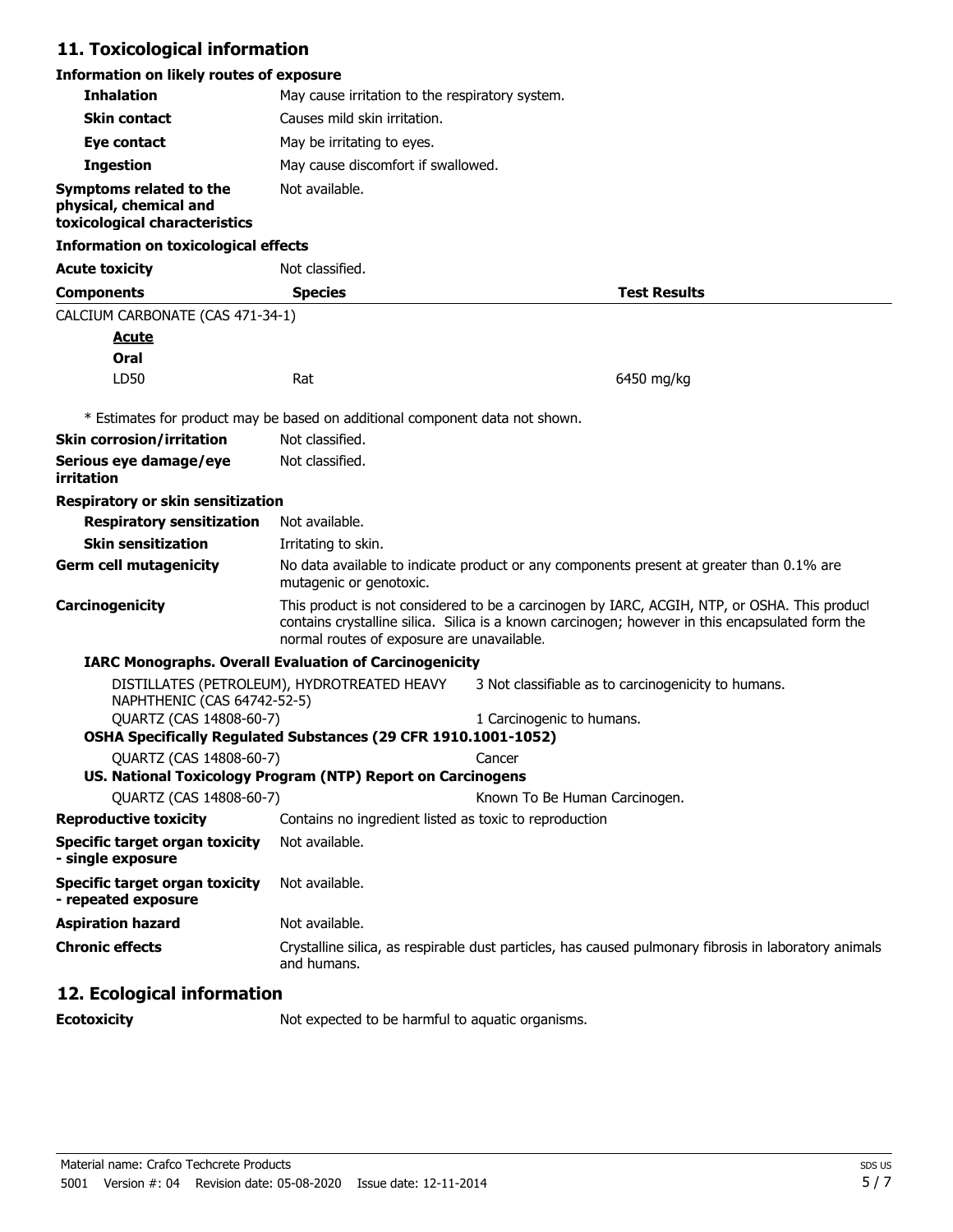## 11. Toxicological information

**Information on likely routes of exposure**

| | |
|---|---|
| **Inhalation** | May cause irritation to the respiratory system. |
| **Skin contact** | Causes mild skin irritation. |
| **Eye contact** | May be irritating to eyes. |
| **Ingestion** | May cause discomfort if swallowed. |
| **Symptoms related to the physical, chemical and toxicological characteristics** | Not available. |

**Information on toxicological effects**

**Acute toxicity** Not classified.

| Components | Species | Test Results |
|---|---|---|
| CALCIUM CARBONATE (CAS 471-34-1) | | |
| **Acute** | | |
| **Oral** | | |
| LD50 | Rat | 6450 mg/kg |

* Estimates for product may be based on additional component data not shown.

| | |
|---|---|
| **Skin corrosion/irritation** | Not classified. |
| **Serious eye damage/eye irritation** | Not classified. |

**Respiratory or skin sensitization**

| | |
|---|---|
| **Respiratory sensitization** | Not available. |
| **Skin sensitization** | Irritating to skin. |
| **Germ cell mutagenicity** | No data available to indicate product or any components present at greater than 0.1% are mutagenic or genotoxic. |
| **Carcinogenicity** | This product is not considered to be a carcinogen by IARC, ACGIH, NTP, or OSHA. This product contains crystalline silica. Silica is a known carcinogen; however in this encapsulated form the normal routes of exposure are unavailable. |

**IARC Monographs. Overall Evaluation of Carcinogenicity**

| | |
|---|---|
| DISTILLATES (PETROLEUM), HYDROTREATED HEAVY NAPHTHENIC (CAS 64742-52-5) | 3 Not classifiable as to carcinogenicity to humans. |
| QUARTZ (CAS 14808-60-7) | 1 Carcinogenic to humans. |

**OSHA Specifically Regulated Substances (29 CFR 1910.1001-1052)**

| | |
|---|---|
| QUARTZ (CAS 14808-60-7) | Cancer |

**US. National Toxicology Program (NTP) Report on Carcinogens**

| | |
|---|---|
| QUARTZ (CAS 14808-60-7) | Known To Be Human Carcinogen. |

| | |
|---|---|
| **Reproductive toxicity** | Contains no ingredient listed as toxic to reproduction |
| **Specific target organ toxicity - single exposure** | Not available. |
| **Specific target organ toxicity - repeated exposure** | Not available. |
| **Aspiration hazard** | Not available. |
| **Chronic effects** | Crystalline silica, as respirable dust particles, has caused pulmonary fibrosis in laboratory animals and humans. |

## 12. Ecological information

**Ecotoxicity** Not expected to be harmful to aquatic organisms.

Material name: Crafco Techcrete Products

5001 Version #: 04 Revision date: 05-08-2020 Issue date: 12-11-2014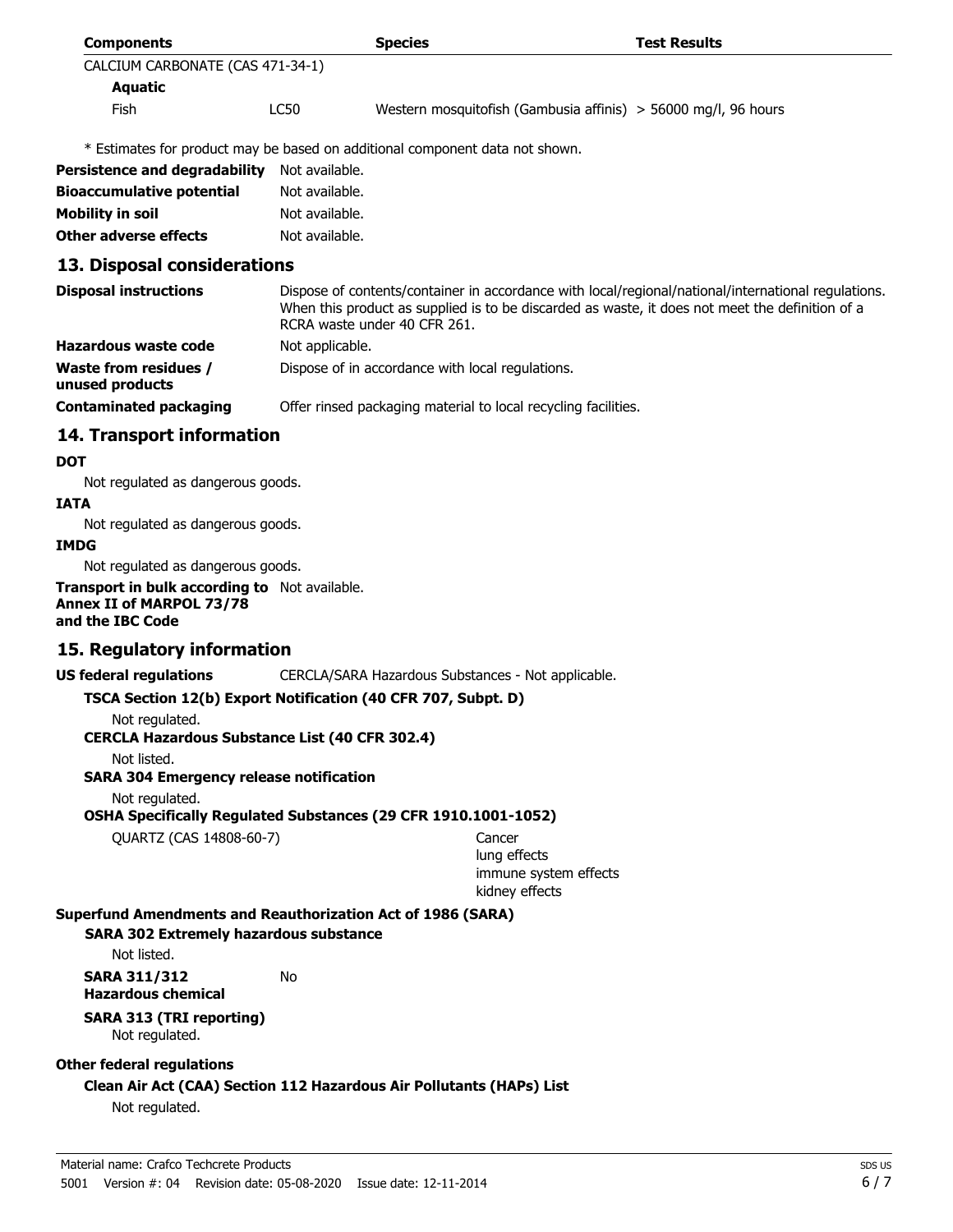| Components | | Species | Test Results |
| --- | --- | --- | --- |
| CALCIUM CARBONATE (CAS 471-34-1) | | | |
| **Aquatic** | | | |
| Fish | LC50 | Western mosquitofish (Gambusia affinis) | > 56000 mg/l, 96 hours |

\* Estimates for product may be based on additional component data not shown.

| | |
| --- | --- |
| **Persistence and degradability** | Not available. |
| **Bioaccumulative potential** | Not available. |
| **Mobility in soil** | Not available. |
| **Other adverse effects** | Not available. |

## 13. Disposal considerations

| | |
| --- | --- |
| **Disposal instructions** | Dispose of contents/container in accordance with local/regional/national/international regulations. When this product as supplied is to be discarded as waste, it does not meet the definition of a RCRA waste under 40 CFR 261. |
| **Hazardous waste code** | Not applicable. |
| **Waste from residues / unused products** | Dispose of in accordance with local regulations. |
| **Contaminated packaging** | Offer rinsed packaging material to local recycling facilities. |

## 14. Transport information

**DOT**

Not regulated as dangerous goods.

**IATA**

Not regulated as dangerous goods.

**IMDG**

Not regulated as dangerous goods.

**Transport in bulk according to Annex II of MARPOL 73/78 and the IBC Code** Not available.

## 15. Regulatory information

**US federal regulations** CERCLA/SARA Hazardous Substances - Not applicable.

**TSCA Section 12(b) Export Notification (40 CFR 707, Subpt. D)**

Not regulated.

**CERCLA Hazardous Substance List (40 CFR 302.4)**

Not listed.

**SARA 304 Emergency release notification**

Not regulated.

**OSHA Specifically Regulated Substances (29 CFR 1910.1001-1052)**

| | |
| --- | --- |
| QUARTZ (CAS 14808-60-7) | Cancer<br>lung effects<br>immune system effects<br>kidney effects |

**Superfund Amendments and Reauthorization Act of 1986 (SARA)**

**SARA 302 Extremely hazardous substance**

Not listed.

**SARA 311/312 Hazardous chemical** No

**SARA 313 (TRI reporting)**

Not regulated.

**Other federal regulations**

**Clean Air Act (CAA) Section 112 Hazardous Air Pollutants (HAPs) List**

Not regulated.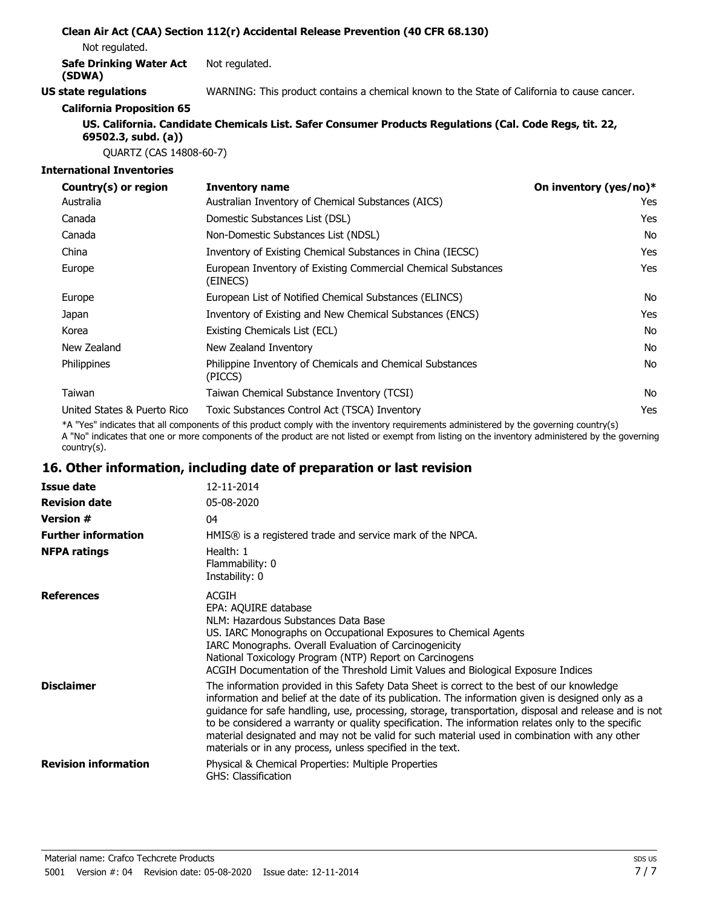**Clean Air Act (CAA) Section 112(r) Accidental Release Prevention (40 CFR 68.130)**

Not regulated.

**Safe Drinking Water Act (SDWA)** Not regulated.

**US state regulations** WARNING: This product contains a chemical known to the State of California to cause cancer.

**California Proposition 65**

**US. California. Candidate Chemicals List. Safer Consumer Products Regulations (Cal. Code Regs, tit. 22, 69502.3, subd. (a))**

QUARTZ (CAS 14808-60-7)

**International Inventories**

| Country(s) or region | Inventory name | On inventory (yes/no)* |
| --- | --- | --- |
| Australia | Australian Inventory of Chemical Substances (AICS) | Yes |
| Canada | Domestic Substances List (DSL) | Yes |
| Canada | Non-Domestic Substances List (NDSL) | No |
| China | Inventory of Existing Chemical Substances in China (IECSC) | Yes |
| Europe | European Inventory of Existing Commercial Chemical Substances (EINECS) | Yes |
| Europe | European List of Notified Chemical Substances (ELINCS) | No |
| Japan | Inventory of Existing and New Chemical Substances (ENCS) | Yes |
| Korea | Existing Chemicals List (ECL) | No |
| New Zealand | New Zealand Inventory | No |
| Philippines | Philippine Inventory of Chemicals and Chemical Substances (PICCS) | No |
| Taiwan | Taiwan Chemical Substance Inventory (TCSI) | No |
| United States & Puerto Rico | Toxic Substances Control Act (TSCA) Inventory | Yes |

*A "Yes" indicates that all components of this product comply with the inventory requirements administered by the governing country(s)
A "No" indicates that one or more components of the product are not listed or exempt from listing on the inventory administered by the governing country(s).

## 16. Other information, including date of preparation or last revision

**Issue date** 12-11-2014

**Revision date** 05-08-2020

**Version #** 04

**Further information** HMIS® is a registered trade and service mark of the NPCA.

**NFPA ratings**
Health: 1
Flammability: 0
Instability: 0

**References**
ACGIH
EPA: AQUIRE database
NLM: Hazardous Substances Data Base
US. IARC Monographs on Occupational Exposures to Chemical Agents
IARC Monographs. Overall Evaluation of Carcinogenicity
National Toxicology Program (NTP) Report on Carcinogens
ACGIH Documentation of the Threshold Limit Values and Biological Exposure Indices

**Disclaimer** The information provided in this Safety Data Sheet is correct to the best of our knowledge information and belief at the date of its publication. The information given is designed only as a guidance for safe handling, use, processing, storage, transportation, disposal and release and is not to be considered a warranty or quality specification. The information relates only to the specific material designated and may not be valid for such material used in combination with any other materials or in any process, unless specified in the text.

**Revision information**
Physical & Chemical Properties: Multiple Properties
GHS: Classification